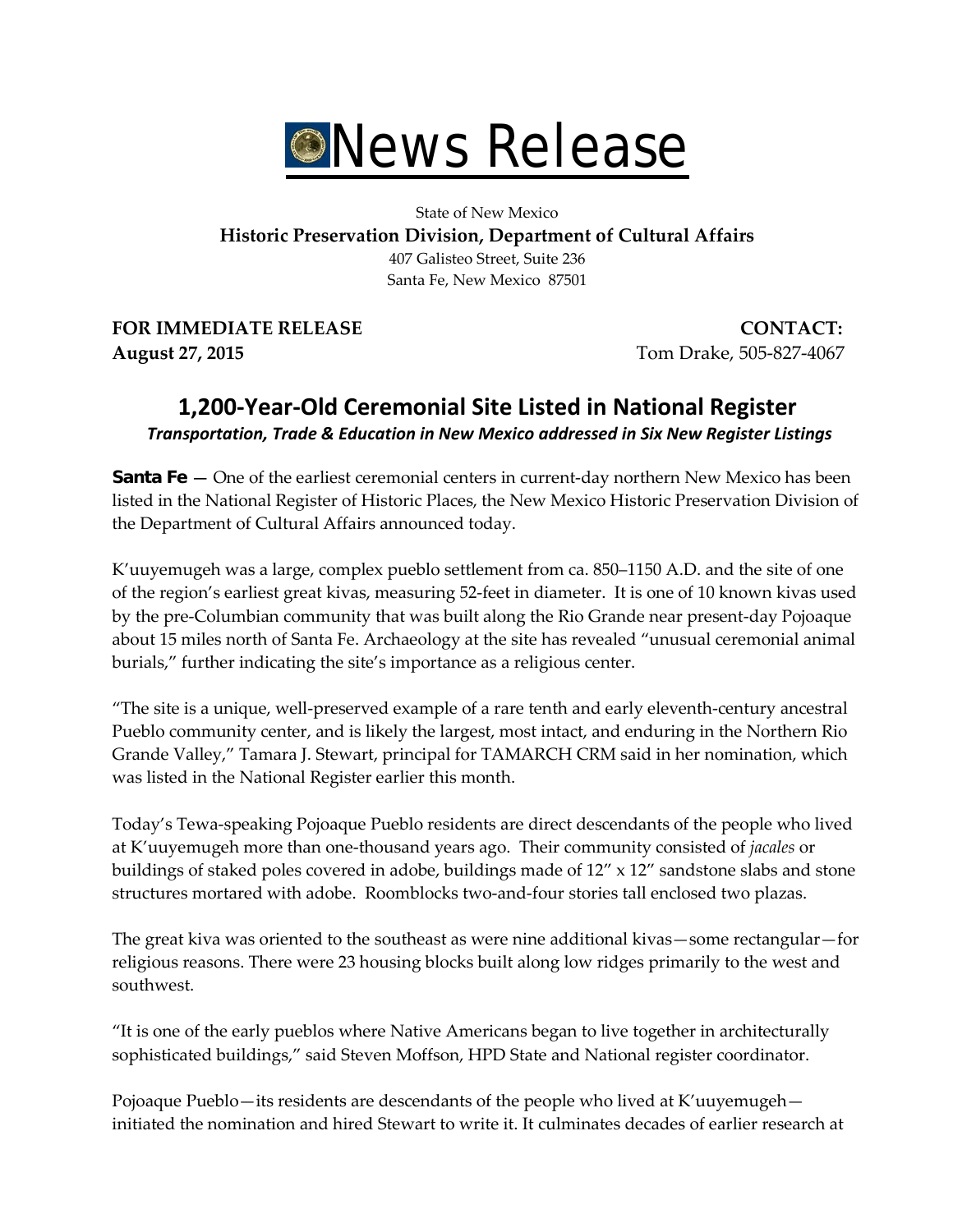# News Release

State of New Mexico
**Historic Preservation Division, Department of Cultural Affairs**
407 Galisteo Street, Suite 236
Santa Fe, New Mexico 87501

**FOR IMMEDIATE RELEASE**
**August 27, 2015**

**CONTACT:**
Tom Drake, 505-827-4067

## 1,200-Year-Old Ceremonial Site Listed in National Register

***Transportation, Trade & Education in New Mexico addressed in Six New Register Listings***

**Santa Fe** — One of the earliest ceremonial centers in current-day northern New Mexico has been listed in the National Register of Historic Places, the New Mexico Historic Preservation Division of the Department of Cultural Affairs announced today.

K'uuyemugeh was a large, complex pueblo settlement from ca. 850–1150 A.D. and the site of one of the region's earliest great kivas, measuring 52-feet in diameter. It is one of 10 known kivas used by the pre-Columbian community that was built along the Rio Grande near present-day Pojoaque about 15 miles north of Santa Fe. Archaeology at the site has revealed "unusual ceremonial animal burials," further indicating the site's importance as a religious center.

"The site is a unique, well-preserved example of a rare tenth and early eleventh-century ancestral Pueblo community center, and is likely the largest, most intact, and enduring in the Northern Rio Grande Valley," Tamara J. Stewart, principal for TAMARCH CRM said in her nomination, which was listed in the National Register earlier this month.

Today's Tewa-speaking Pojoaque Pueblo residents are direct descendants of the people who lived at K'uuyemugeh more than one-thousand years ago. Their community consisted of *jacales* or buildings of staked poles covered in adobe, buildings made of 12" x 12" sandstone slabs and stone structures mortared with adobe. Roomblocks two-and-four stories tall enclosed two plazas.

The great kiva was oriented to the southeast as were nine additional kivas—some rectangular—for religious reasons. There were 23 housing blocks built along low ridges primarily to the west and southwest.

"It is one of the early pueblos where Native Americans began to live together in architecturally sophisticated buildings," said Steven Moffson, HPD State and National register coordinator.

Pojoaque Pueblo—its residents are descendants of the people who lived at K'uuyemugeh—initiated the nomination and hired Stewart to write it. It culminates decades of earlier research at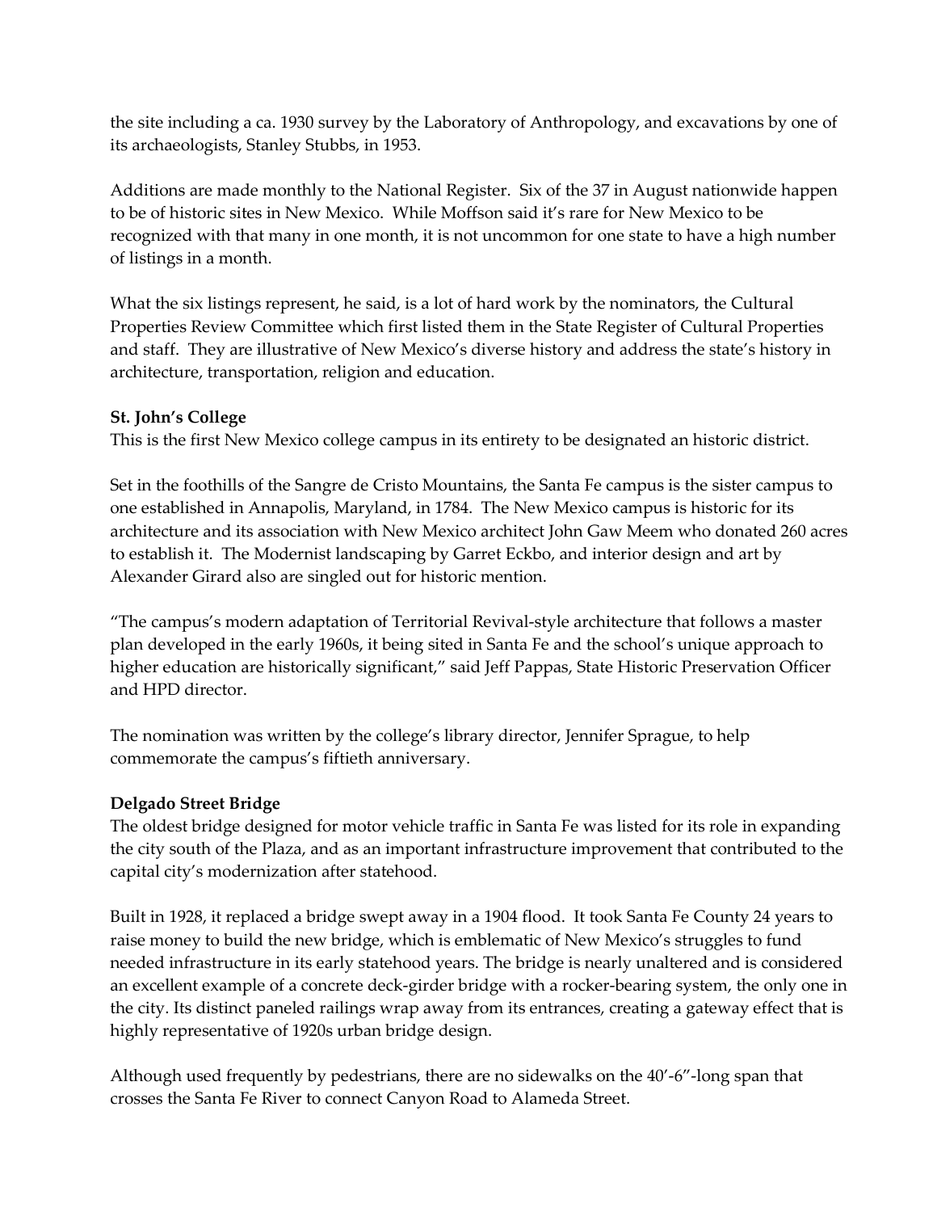the site including a ca. 1930 survey by the Laboratory of Anthropology, and excavations by one of its archaeologists, Stanley Stubbs, in 1953.

Additions are made monthly to the National Register. Six of the 37 in August nationwide happen to be of historic sites in New Mexico. While Moffson said it's rare for New Mexico to be recognized with that many in one month, it is not uncommon for one state to have a high number of listings in a month.

What the six listings represent, he said, is a lot of hard work by the nominators, the Cultural Properties Review Committee which first listed them in the State Register of Cultural Properties and staff. They are illustrative of New Mexico's diverse history and address the state's history in architecture, transportation, religion and education.

**St. John's College**

This is the first New Mexico college campus in its entirety to be designated an historic district.

Set in the foothills of the Sangre de Cristo Mountains, the Santa Fe campus is the sister campus to one established in Annapolis, Maryland, in 1784. The New Mexico campus is historic for its architecture and its association with New Mexico architect John Gaw Meem who donated 260 acres to establish it. The Modernist landscaping by Garret Eckbo, and interior design and art by Alexander Girard also are singled out for historic mention.

"The campus's modern adaptation of Territorial Revival-style architecture that follows a master plan developed in the early 1960s, it being sited in Santa Fe and the school's unique approach to higher education are historically significant," said Jeff Pappas, State Historic Preservation Officer and HPD director.

The nomination was written by the college's library director, Jennifer Sprague, to help commemorate the campus's fiftieth anniversary.

**Delgado Street Bridge**

The oldest bridge designed for motor vehicle traffic in Santa Fe was listed for its role in expanding the city south of the Plaza, and as an important infrastructure improvement that contributed to the capital city's modernization after statehood.

Built in 1928, it replaced a bridge swept away in a 1904 flood. It took Santa Fe County 24 years to raise money to build the new bridge, which is emblematic of New Mexico's struggles to fund needed infrastructure in its early statehood years. The bridge is nearly unaltered and is considered an excellent example of a concrete deck-girder bridge with a rocker-bearing system, the only one in the city. Its distinct paneled railings wrap away from its entrances, creating a gateway effect that is highly representative of 1920s urban bridge design.

Although used frequently by pedestrians, there are no sidewalks on the 40'-6"-long span that crosses the Santa Fe River to connect Canyon Road to Alameda Street.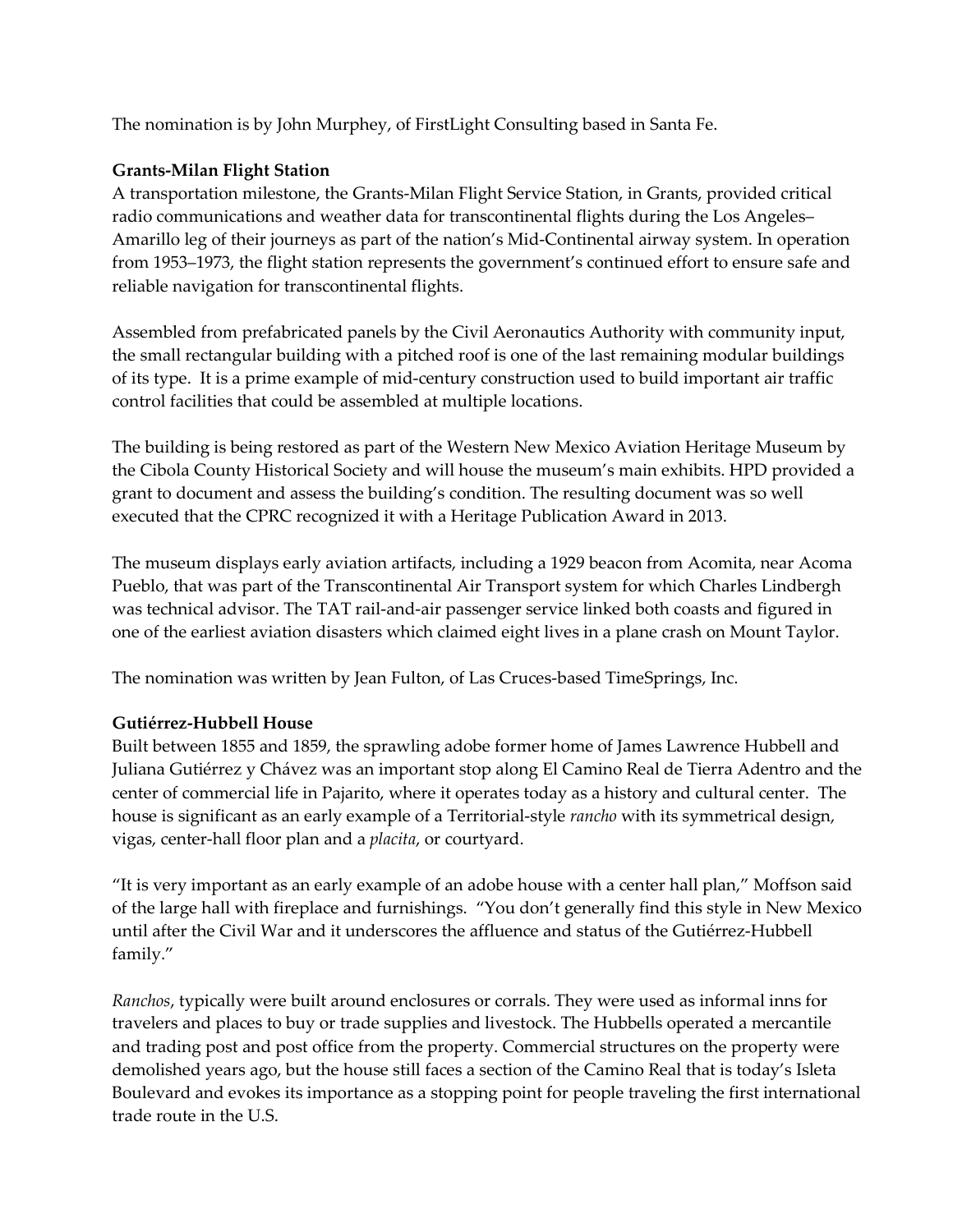The nomination is by John Murphey, of FirstLight Consulting based in Santa Fe.

**Grants-Milan Flight Station**

A transportation milestone, the Grants-Milan Flight Service Station, in Grants, provided critical radio communications and weather data for transcontinental flights during the Los Angeles–Amarillo leg of their journeys as part of the nation's Mid-Continental airway system. In operation from 1953–1973, the flight station represents the government's continued effort to ensure safe and reliable navigation for transcontinental flights.

Assembled from prefabricated panels by the Civil Aeronautics Authority with community input, the small rectangular building with a pitched roof is one of the last remaining modular buildings of its type. It is a prime example of mid-century construction used to build important air traffic control facilities that could be assembled at multiple locations.

The building is being restored as part of the Western New Mexico Aviation Heritage Museum by the Cibola County Historical Society and will house the museum's main exhibits. HPD provided a grant to document and assess the building's condition. The resulting document was so well executed that the CPRC recognized it with a Heritage Publication Award in 2013.

The museum displays early aviation artifacts, including a 1929 beacon from Acomita, near Acoma Pueblo, that was part of the Transcontinental Air Transport system for which Charles Lindbergh was technical advisor. The TAT rail-and-air passenger service linked both coasts and figured in one of the earliest aviation disasters which claimed eight lives in a plane crash on Mount Taylor.

The nomination was written by Jean Fulton, of Las Cruces-based TimeSprings, Inc.

**Gutiérrez-Hubbell House**

Built between 1855 and 1859, the sprawling adobe former home of James Lawrence Hubbell and Juliana Gutiérrez y Chávez was an important stop along El Camino Real de Tierra Adentro and the center of commercial life in Pajarito, where it operates today as a history and cultural center. The house is significant as an early example of a Territorial-style *rancho* with its symmetrical design, vigas, center-hall floor plan and a *placita*, or courtyard.

"It is very important as an early example of an adobe house with a center hall plan," Moffson said of the large hall with fireplace and furnishings. "You don't generally find this style in New Mexico until after the Civil War and it underscores the affluence and status of the Gutiérrez-Hubbell family."

*Ranchos*, typically were built around enclosures or corrals. They were used as informal inns for travelers and places to buy or trade supplies and livestock. The Hubbells operated a mercantile and trading post and post office from the property. Commercial structures on the property were demolished years ago, but the house still faces a section of the Camino Real that is today's Isleta Boulevard and evokes its importance as a stopping point for people traveling the first international trade route in the U.S.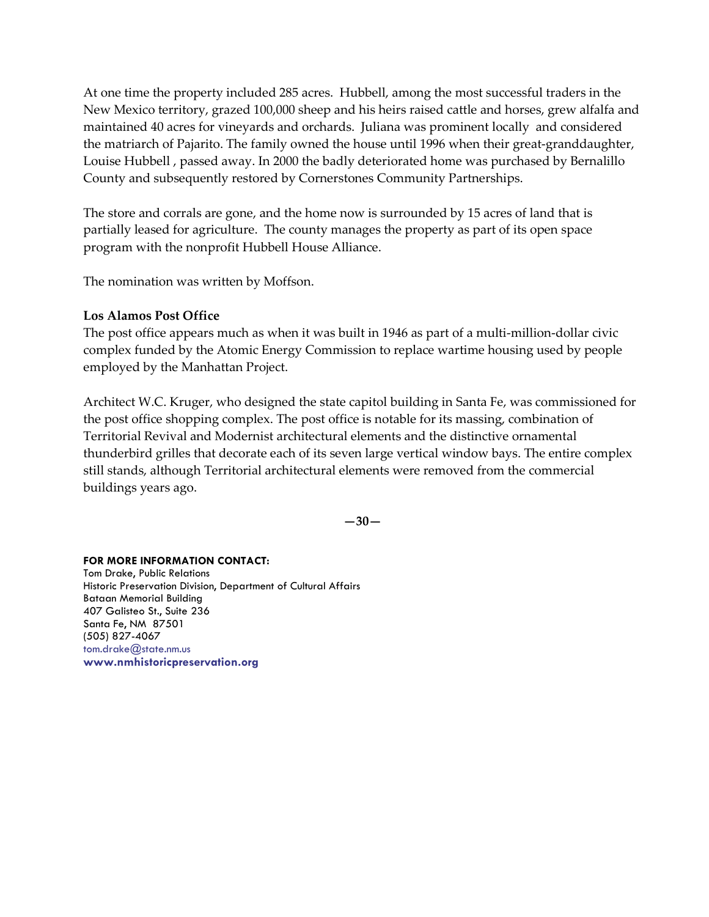At one time the property included 285 acres. Hubbell, among the most successful traders in the New Mexico territory, grazed 100,000 sheep and his heirs raised cattle and horses, grew alfalfa and maintained 40 acres for vineyards and orchards. Juliana was prominent locally and considered the matriarch of Pajarito. The family owned the house until 1996 when their great-granddaughter, Louise Hubbell , passed away. In 2000 the badly deteriorated home was purchased by Bernalillo County and subsequently restored by Cornerstones Community Partnerships.

The store and corrals are gone, and the home now is surrounded by 15 acres of land that is partially leased for agriculture. The county manages the property as part of its open space program with the nonprofit Hubbell House Alliance.

The nomination was written by Moffson.

**Los Alamos Post Office**

The post office appears much as when it was built in 1946 as part of a multi-million-dollar civic complex funded by the Atomic Energy Commission to replace wartime housing used by people employed by the Manhattan Project.

Architect W.C. Kruger, who designed the state capitol building in Santa Fe, was commissioned for the post office shopping complex. The post office is notable for its massing, combination of Territorial Revival and Modernist architectural elements and the distinctive ornamental thunderbird grilles that decorate each of its seven large vertical window bays. The entire complex still stands, although Territorial architectural elements were removed from the commercial buildings years ago.

**—30—**

**FOR MORE INFORMATION CONTACT:**
Tom Drake, Public Relations
Historic Preservation Division, Department of Cultural Affairs
Bataan Memorial Building
407 Galisteo St., Suite 236
Santa Fe, NM 87501
(505) 827-4067
tom.drake@state.nm.us
**www.nmhistoricpreservation.org**